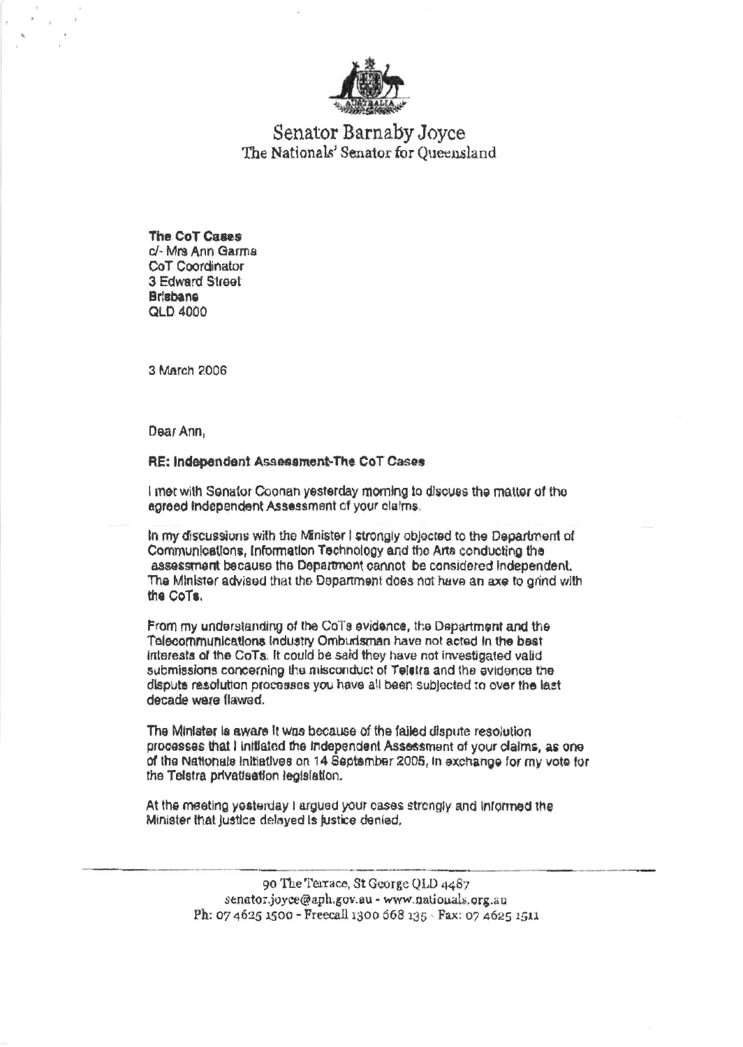# Senator Barnaby Joyce
The Nationals' Senator for Queensland

**The CoT Cases**
c/- Mrs Ann Garms
CoT Coordinator
3 Edward Street
**Brisbane**
QLD 4000

3 March 2006

Dear Ann,

**RE: Independent Assessment-The CoT Cases**

I met with Senator Coonan yesterday morning to discuss the matter of the agreed Independent Assessment of your claims.

In my discussions with the Minister I strongly objected to the Department of Communications, Information Technology and the Arts conducting the assessment because the Department cannot be considered independent. The Minister advised that the Department does not have an axe to grind with the CoTs.

From my understanding of the CoTs evidence, the Department and the Telecommunications Industry Ombudsman have not acted in the best interests of the CoTs. It could be said they have not investigated valid submissions concerning the misconduct of Telstra and the evidence the dispute resolution processes you have all been subjected to over the last decade were flawed.

The Minister is aware it was because of the failed dispute resolution processes that I initiated the Independent Assessment of your claims, as one of the Nationals initiatives on 14 September 2005, in exchange for my vote for the Telstra privatisation legislation.

At the meeting yesterday I argued your cases strongly and informed the Minister that justice delayed is justice denied.

90 The Terrace, St George QLD 4487
senator.joyce@aph.gov.au - www.nationals.org.au
Ph: 07 4625 1500 - Freecall 1300 668 135 - Fax: 07 4625 1511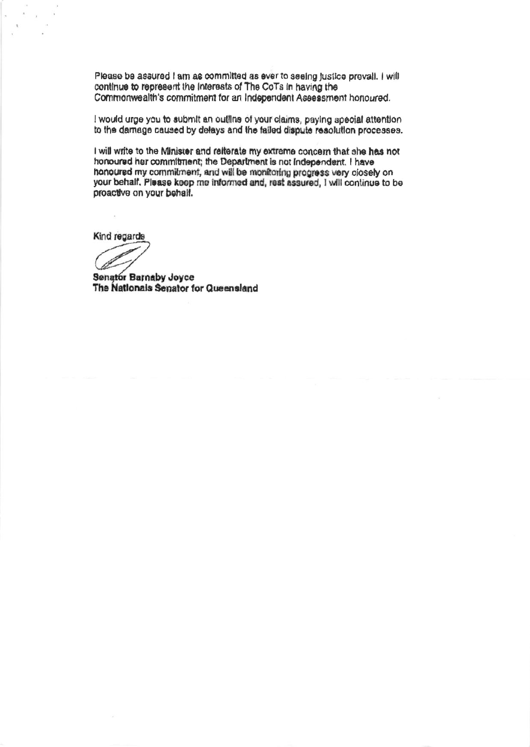Please be assured I am as committed as ever to seeing justice prevail. I will continue to represent the interests of The CoTs in having the Commonwealth's commitment for an Independent Assessment honoured.

I would urge you to submit an outline of your claims, paying special attention to the damage caused by delays and the failed dispute resolution processes.

I will write to the Minister and reiterate my extreme concern that she has not honoured her commitment; the Department is not Independent. I have honoured my commitment, and will be monitoring progress very closely on your behalf. Please keep me informed and, rest assured, I will continue to be proactive on your behalf.

Kind regards

**Senator Barnaby Joyce**
**The Nationals Senator for Queensland**